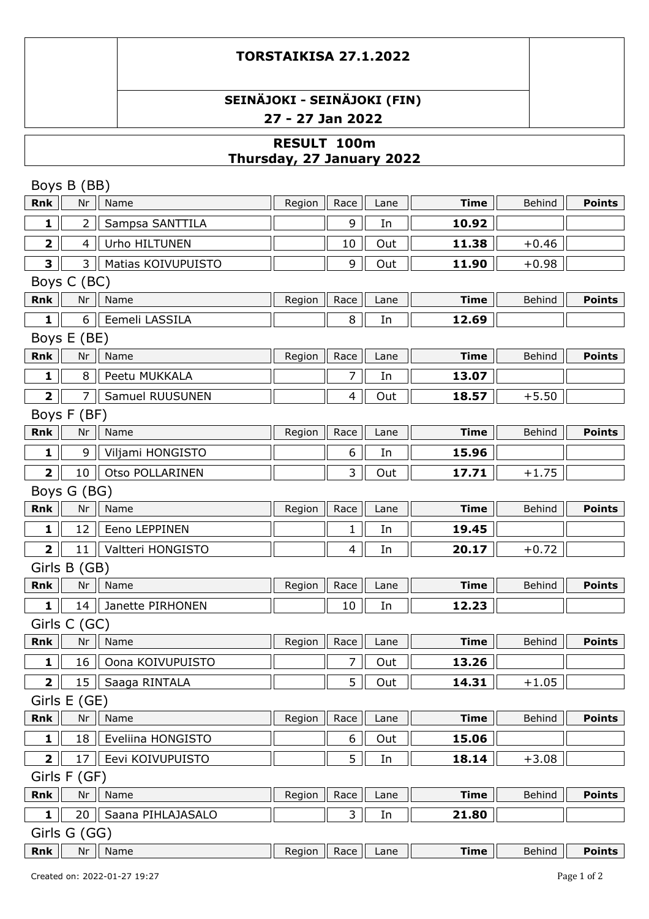# TORSTAIKISA 27.1.2022

## SEINÄJOKI - SEINÄJOKI (FIN)

27 - 27 Jan 2022

## RESULT 100m
Thursday, 27 January 2022

### Boys B (BB)

| Rnk | Nr | Name | Region | Race | Lane | Time | Behind | Points |
|---|---|---|---|---|---|---|---|---|
| 1 | 2 | Sampsa SANTTILA | | 9 | In | **10.92** | | |
| 2 | 4 | Urho HILTUNEN | | 10 | Out | **11.38** | +0.46 | |
| 3 | 3 | Matias KOIVUPUISTO | | 9 | Out | **11.90** | +0.98 | |

### Boys C (BC)

| Rnk | Nr | Name | Region | Race | Lane | Time | Behind | Points |
|---|---|---|---|---|---|---|---|---|
| 1 | 6 | Eemeli LASSILA | | 8 | In | **12.69** | | |

### Boys E (BE)

| Rnk | Nr | Name | Region | Race | Lane | Time | Behind | Points |
|---|---|---|---|---|---|---|---|---|
| 1 | 8 | Peetu MUKKALA | | 7 | In | **13.07** | | |
| 2 | 7 | Samuel RUUSUNEN | | 4 | Out | **18.57** | +5.50 | |

### Boys F (BF)

| Rnk | Nr | Name | Region | Race | Lane | Time | Behind | Points |
|---|---|---|---|---|---|---|---|---|
| 1 | 9 | Viljami HONGISTO | | 6 | In | **15.96** | | |
| 2 | 10 | Otso POLLARINEN | | 3 | Out | **17.71** | +1.75 | |

### Boys G (BG)

| Rnk | Nr | Name | Region | Race | Lane | Time | Behind | Points |
|---|---|---|---|---|---|---|---|---|
| 1 | 12 | Eeno LEPPINEN | | 1 | In | **19.45** | | |
| 2 | 11 | Valtteri HONGISTO | | 4 | In | **20.17** | +0.72 | |

### Girls B (GB)

| Rnk | Nr | Name | Region | Race | Lane | Time | Behind | Points |
|---|---|---|---|---|---|---|---|---|
| 1 | 14 | Janette PIRHONEN | | 10 | In | **12.23** | | |

### Girls C (GC)

| Rnk | Nr | Name | Region | Race | Lane | Time | Behind | Points |
|---|---|---|---|---|---|---|---|---|
| 1 | 16 | Oona KOIVUPUISTO | | 7 | Out | **13.26** | | |
| 2 | 15 | Saaga RINTALA | | 5 | Out | **14.31** | +1.05 | |

### Girls E (GE)

| Rnk | Nr | Name | Region | Race | Lane | Time | Behind | Points |
|---|---|---|---|---|---|---|---|---|
| 1 | 18 | Eveliina HONGISTO | | 6 | Out | **15.06** | | |
| 2 | 17 | Eevi KOIVUPUISTO | | 5 | In | **18.14** | +3.08 | |

### Girls F (GF)

| Rnk | Nr | Name | Region | Race | Lane | Time | Behind | Points |
|---|---|---|---|---|---|---|---|---|
| 1 | 20 | Saana PIHLAJASALO | | 3 | In | **21.80** | | |

### Girls G (GG)

| Rnk | Nr | Name | Region | Race | Lane | Time | Behind | Points |
|---|---|---|---|---|---|---|---|---|

Created on: 2022-01-27 19:27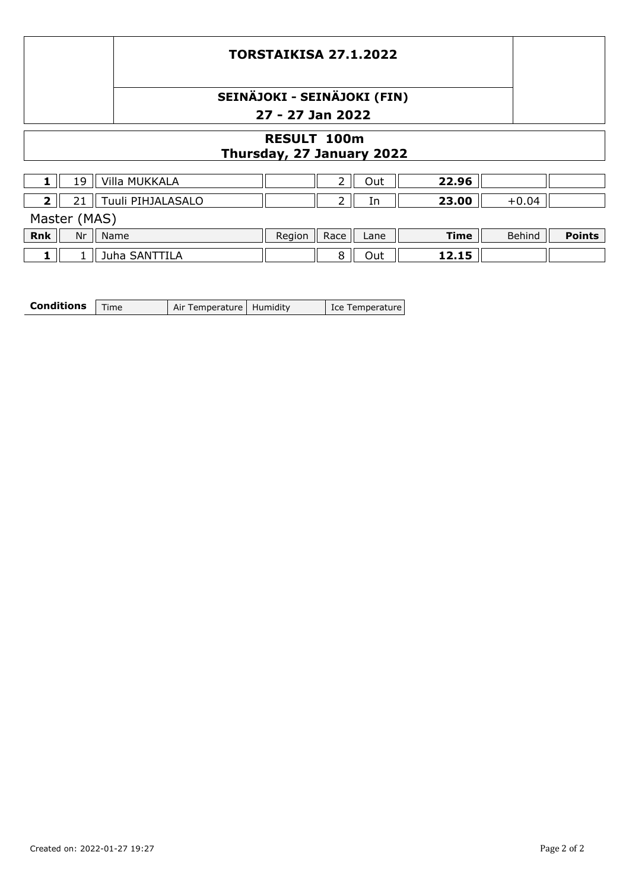# TORSTAIKISA 27.1.2022

## SEINÄJOKI - SEINÄJOKI (FIN)

## 27 - 27 Jan 2022

## RESULT 100m
## Thursday, 27 January 2022

| Rnk | Nr | Name | Region | Race | Lane | Time | Behind | Points |
|---|---|---|---|---|---|---|---|---|
| **1** | 19 | Villa MUKKALA | | 2 | Out | **22.96** | | |
| **2** | 21 | Tuuli PIHJALASALO | | 2 | In | **23.00** | +0.04 | |

Master (MAS)

| Rnk | Nr | Name | Region | Race | Lane | Time | Behind | Points |
|---|---|---|---|---|---|---|---|---|
| **1** | 1 | Juha SANTTILA | | 8 | Out | **12.15** | | |

| **Conditions** | Time | Air Temperature | Humidity | Ice Temperature |
|---|---|---|---|---|

Created on: 2022-01-27 19:27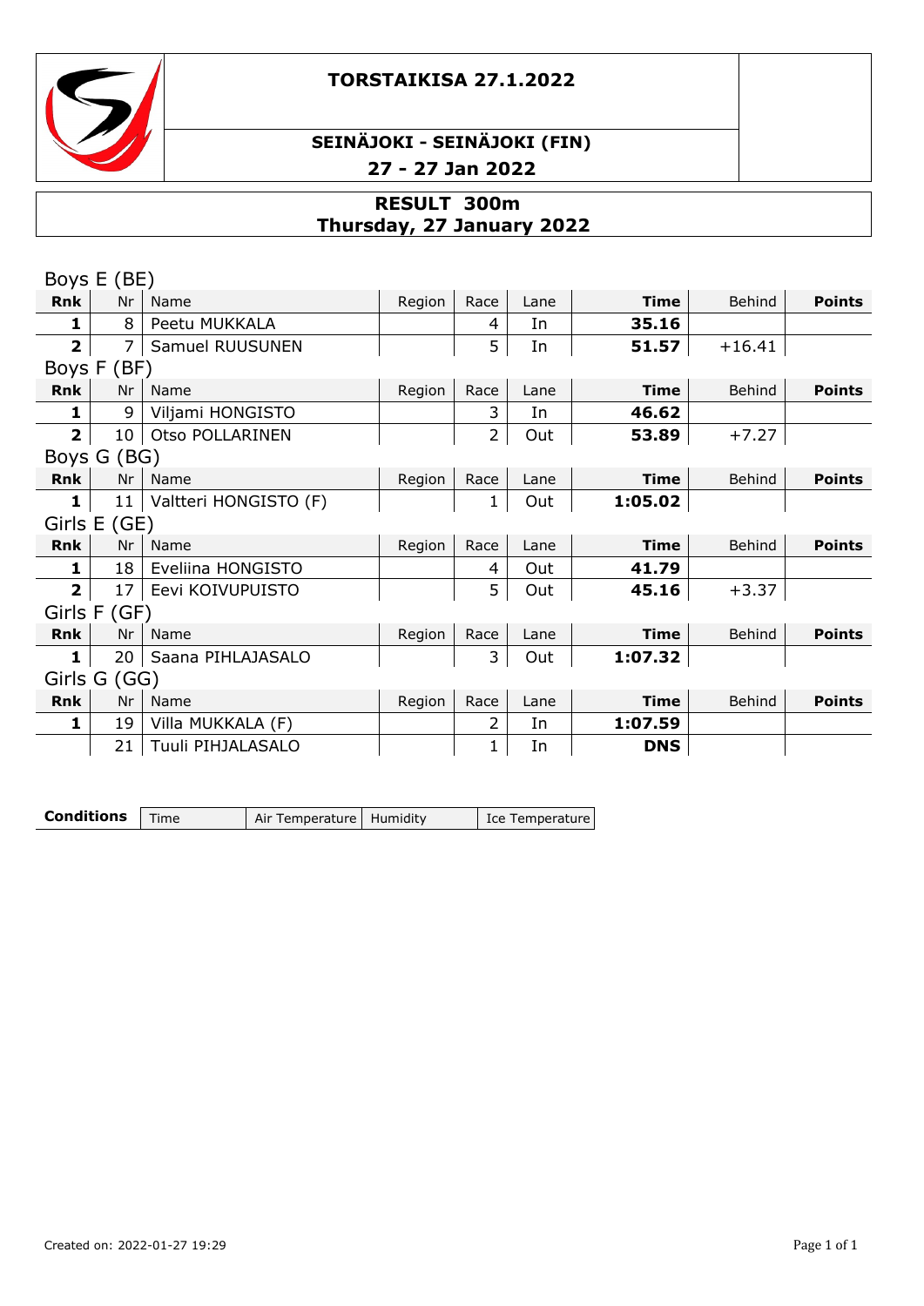# TORSTAIKISA 27.1.2022

## SEINÄJOKI - SEINÄJOKI (FIN)

**27 - 27 Jan 2022**

## RESULT 300m
**Thursday, 27 January 2022**

### Boys E (BE)

| Rnk | Nr | Name | Region | Race | Lane | Time | Behind | Points |
|---|---|---|---|---|---|---|---|---|
| **1** | 8 | Peetu MUKKALA | | 4 | In | **35.16** | | |
| **2** | 7 | Samuel RUUSUNEN | | 5 | In | **51.57** | +16.41 | |

### Boys F (BF)

| Rnk | Nr | Name | Region | Race | Lane | Time | Behind | Points |
|---|---|---|---|---|---|---|---|---|
| **1** | 9 | Viljami HONGISTO | | 3 | In | **46.62** | | |
| **2** | 10 | Otso POLLARINEN | | 2 | Out | **53.89** | +7.27 | |

### Boys G (BG)

| Rnk | Nr | Name | Region | Race | Lane | Time | Behind | Points |
|---|---|---|---|---|---|---|---|---|
| **1** | 11 | Valtteri HONGISTO (F) | | 1 | Out | **1:05.02** | | |

### Girls E (GE)

| Rnk | Nr | Name | Region | Race | Lane | Time | Behind | Points |
|---|---|---|---|---|---|---|---|---|
| **1** | 18 | Eveliina HONGISTO | | 4 | Out | **41.79** | | |
| **2** | 17 | Eevi KOIVUPUISTO | | 5 | Out | **45.16** | +3.37 | |

### Girls F (GF)

| Rnk | Nr | Name | Region | Race | Lane | Time | Behind | Points |
|---|---|---|---|---|---|---|---|---|
| **1** | 20 | Saana PIHLAJASALO | | 3 | Out | **1:07.32** | | |

### Girls G (GG)

| Rnk | Nr | Name | Region | Race | Lane | Time | Behind | Points |
|---|---|---|---|---|---|---|---|---|
| **1** | 19 | Villa MUKKALA (F) | | 2 | In | **1:07.59** | | |
| | 21 | Tuuli PIHJALASALO | | 1 | In | **DNS** | | |

| **Conditions** | Time | Air Temperature | Humidity | Ice Temperature |
|---|---|---|---|---|

Created on: 2022-01-27 19:29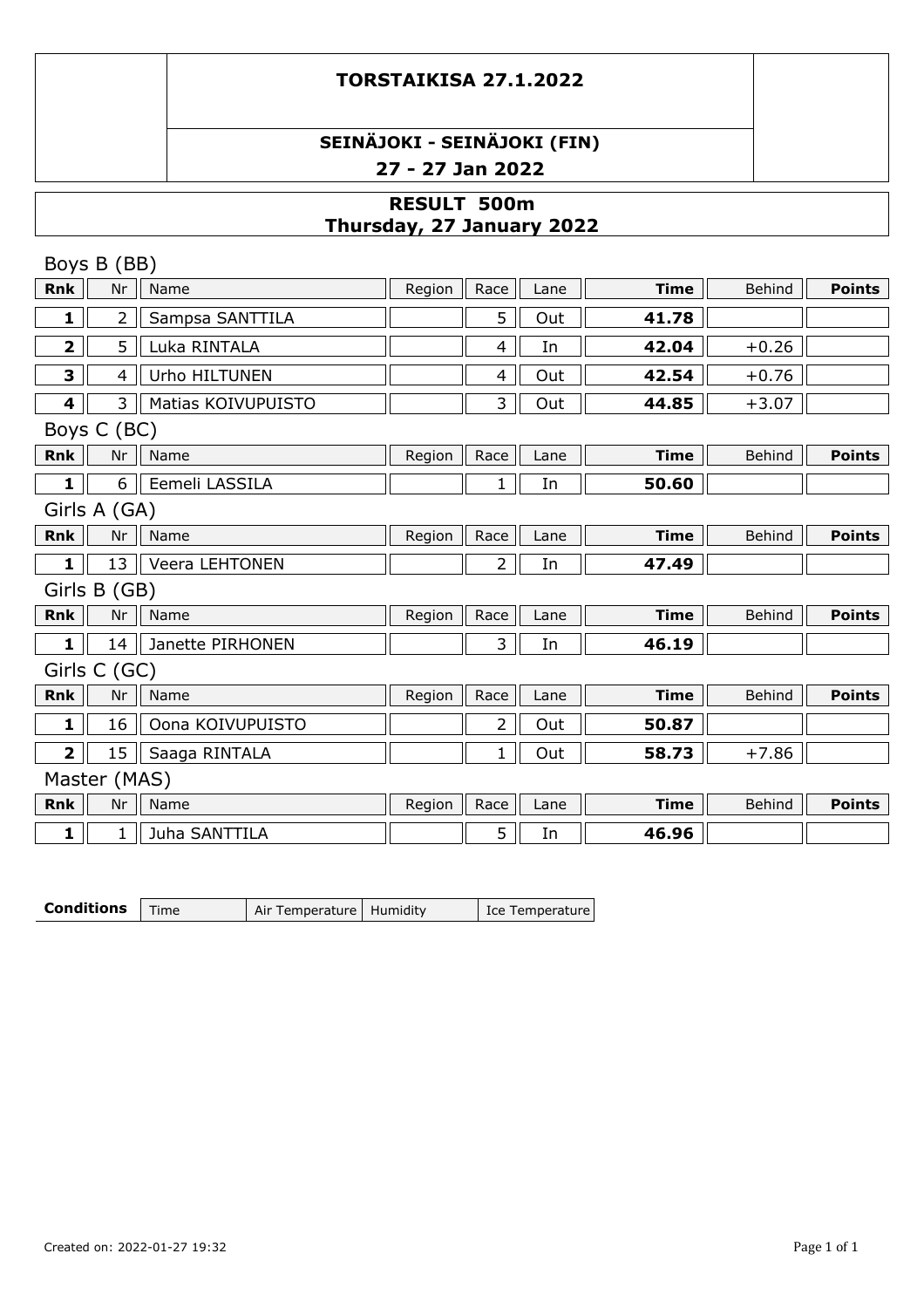# TORSTAIKISA 27.1.2022

## SEINÄJOKI - SEINÄJOKI (FIN)

## 27 - 27 Jan 2022

## RESULT 500m
## Thursday, 27 January 2022

### Boys B (BB)

| Rnk | Nr | Name | Region | Race | Lane | Time | Behind | Points |
|---|---|---|---|---|---|---|---|---|
| **1** | 2 | Sampsa SANTTILA | | 5 | Out | **41.78** | | |
| **2** | 5 | Luka RINTALA | | 4 | In | **42.04** | +0.26 | |
| **3** | 4 | Urho HILTUNEN | | 4 | Out | **42.54** | +0.76 | |
| **4** | 3 | Matias KOIVUPUISTO | | 3 | Out | **44.85** | +3.07 | |

### Boys C (BC)

| Rnk | Nr | Name | Region | Race | Lane | Time | Behind | Points |
|---|---|---|---|---|---|---|---|---|
| **1** | 6 | Eemeli LASSILA | | 1 | In | **50.60** | | |

### Girls A (GA)

| Rnk | Nr | Name | Region | Race | Lane | Time | Behind | Points |
|---|---|---|---|---|---|---|---|---|
| **1** | 13 | Veera LEHTONEN | | 2 | In | **47.49** | | |

### Girls B (GB)

| Rnk | Nr | Name | Region | Race | Lane | Time | Behind | Points |
|---|---|---|---|---|---|---|---|---|
| **1** | 14 | Janette PIRHONEN | | 3 | In | **46.19** | | |

### Girls C (GC)

| Rnk | Nr | Name | Region | Race | Lane | Time | Behind | Points |
|---|---|---|---|---|---|---|---|---|
| **1** | 16 | Oona KOIVUPUISTO | | 2 | Out | **50.87** | | |
| **2** | 15 | Saaga RINTALA | | 1 | Out | **58.73** | +7.86 | |

### Master (MAS)

| Rnk | Nr | Name | Region | Race | Lane | Time | Behind | Points |
|---|---|---|---|---|---|---|---|---|
| **1** | 1 | Juha SANTTILA | | 5 | In | **46.96** | | |

| **Conditions** | Time | Air Temperature | Humidity | Ice Temperature |
|---|---|---|---|---|

Created on: 2022-01-27 19:32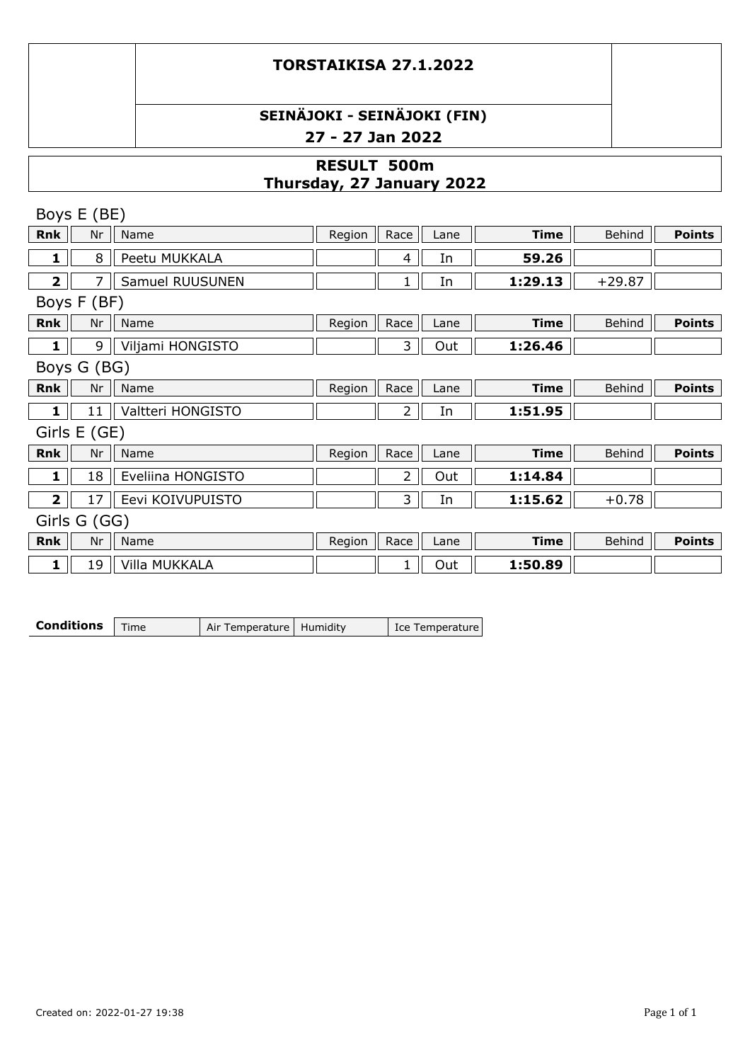# TORSTAIKISA 27.1.2022

## SEINÄJOKI - SEINÄJOKI (FIN)

**27 - 27 Jan 2022**

## RESULT 500m
**Thursday, 27 January 2022**

### Boys E (BE)

| Rnk | Nr | Name | Region | Race | Lane | Time | Behind | Points |
|---|---|---|---|---|---|---|---|---|
| 1 | 8 | Peetu MUKKALA | | 4 | In | 59.26 | | |
| 2 | 7 | Samuel RUUSUNEN | | 1 | In | 1:29.13 | +29.87 | |

### Boys F (BF)

| Rnk | Nr | Name | Region | Race | Lane | Time | Behind | Points |
|---|---|---|---|---|---|---|---|---|
| 1 | 9 | Viljami HONGISTO | | 3 | Out | 1:26.46 | | |

### Boys G (BG)

| Rnk | Nr | Name | Region | Race | Lane | Time | Behind | Points |
|---|---|---|---|---|---|---|---|---|
| 1 | 11 | Valtteri HONGISTO | | 2 | In | 1:51.95 | | |

### Girls E (GE)

| Rnk | Nr | Name | Region | Race | Lane | Time | Behind | Points |
|---|---|---|---|---|---|---|---|---|
| 1 | 18 | Eveliina HONGISTO | | 2 | Out | 1:14.84 | | |
| 2 | 17 | Eevi KOIVUPUISTO | | 3 | In | 1:15.62 | +0.78 | |

### Girls G (GG)

| Rnk | Nr | Name | Region | Race | Lane | Time | Behind | Points |
|---|---|---|---|---|---|---|---|---|
| 1 | 19 | Villa MUKKALA | | 1 | Out | 1:50.89 | | |

| Conditions | Time | Air Temperature | Humidity | Ice Temperature |
|---|---|---|---|---|

Created on: 2022-01-27 19:38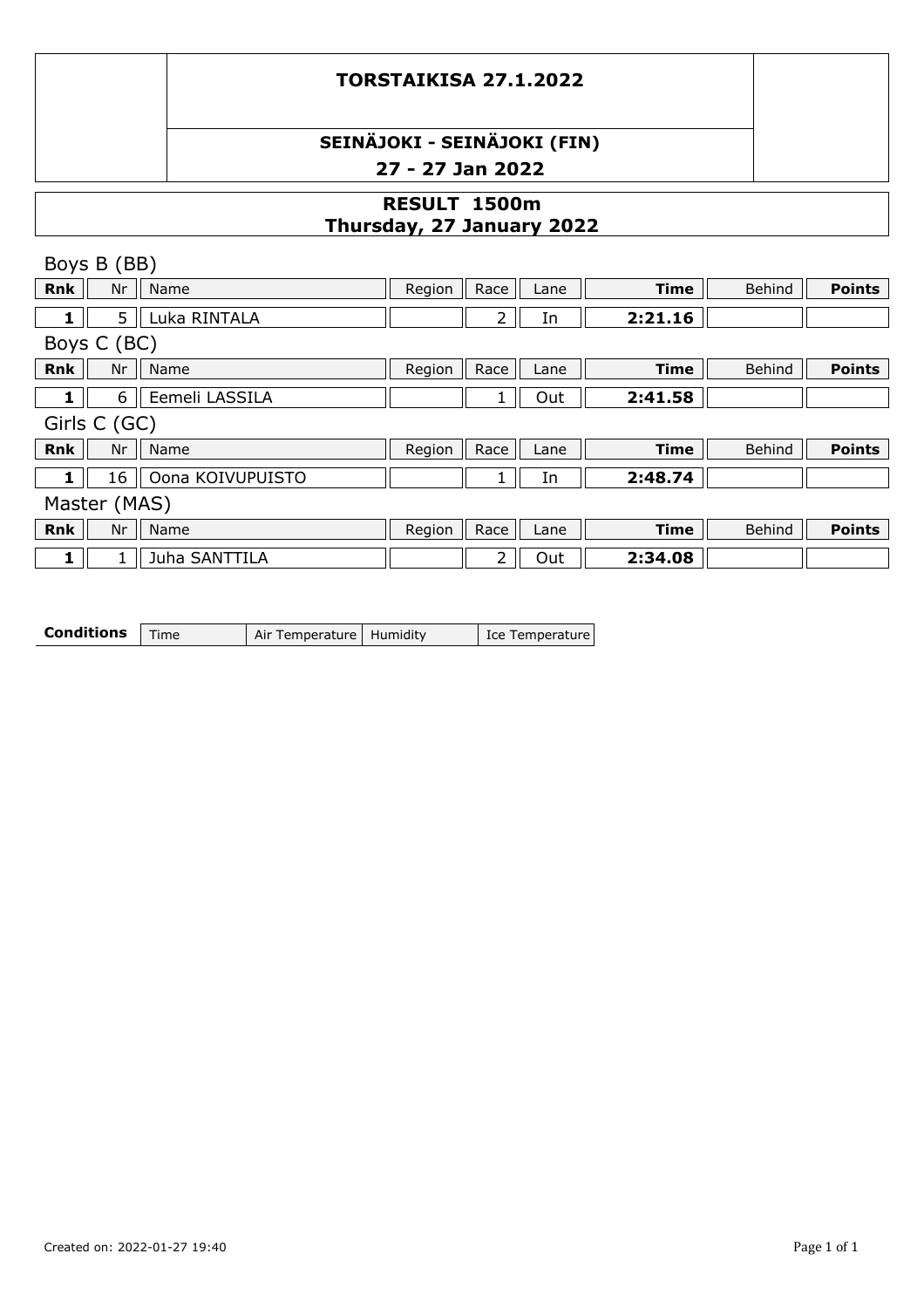# TORSTAIKISA 27.1.2022

## SEINÄJOKI - SEINÄJOKI (FIN)

**27 - 27 Jan 2022**

## RESULT 1500m
## Thursday, 27 January 2022

### Boys B (BB)

| Rnk | Nr | Name | Region | Race | Lane | Time | Behind | Points |
|---|---|---|---|---|---|---|---|---|
| **1** | 5 | Luka RINTALA | | 2 | In | **2:21.16** | | |

### Boys C (BC)

| Rnk | Nr | Name | Region | Race | Lane | Time | Behind | Points |
|---|---|---|---|---|---|---|---|---|
| **1** | 6 | Eemeli LASSILA | | 1 | Out | **2:41.58** | | |

### Girls C (GC)

| Rnk | Nr | Name | Region | Race | Lane | Time | Behind | Points |
|---|---|---|---|---|---|---|---|---|
| **1** | 16 | Oona KOIVUPUISTO | | 1 | In | **2:48.74** | | |

### Master (MAS)

| Rnk | Nr | Name | Region | Race | Lane | Time | Behind | Points |
|---|---|---|---|---|---|---|---|---|
| **1** | 1 | Juha SANTTILA | | 2 | Out | **2:34.08** | | |

| Conditions | Time | Air Temperature | Humidity | Ice Temperature |
|---|---|---|---|---|

Created on: 2022-01-27 19:40